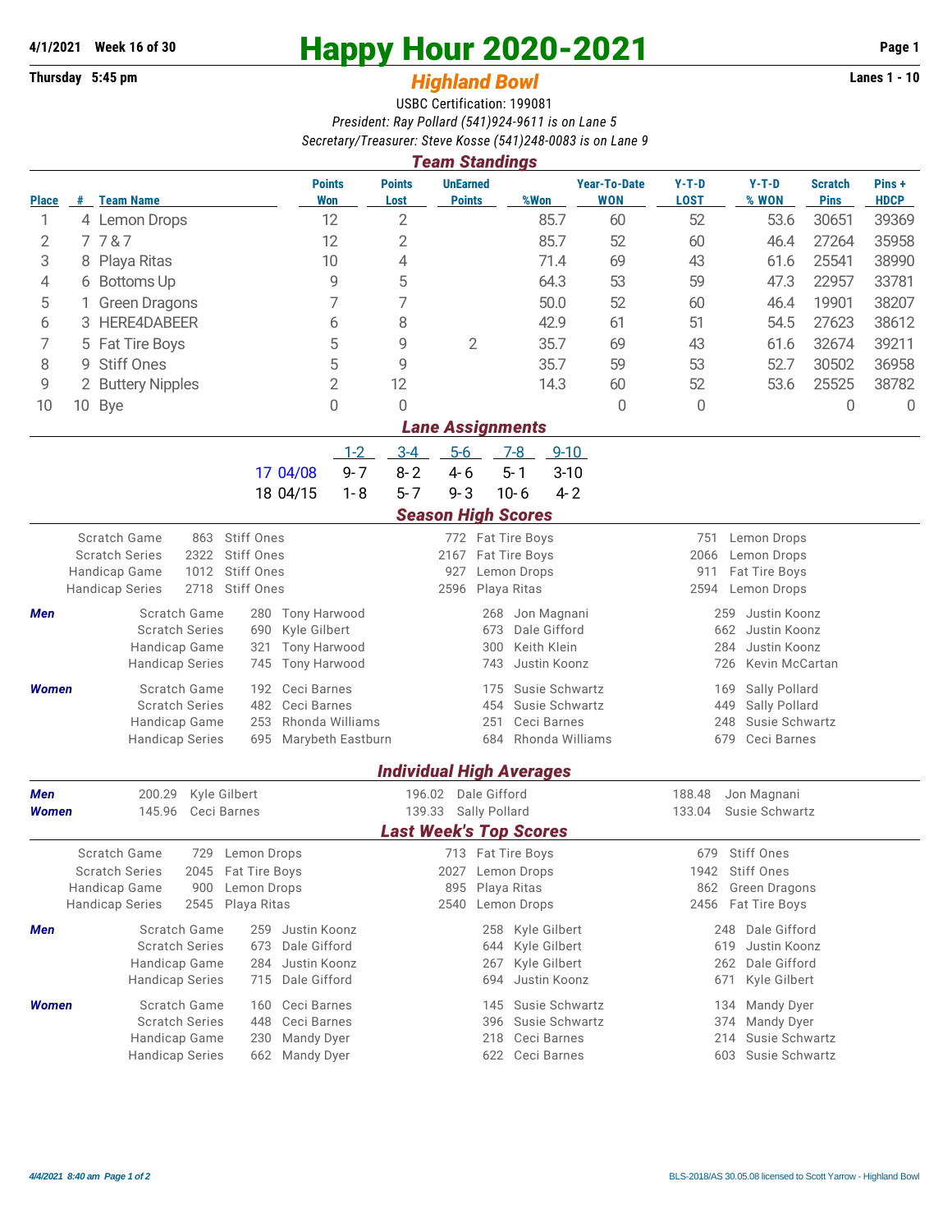**4/1/2021 Week 16 of 30**

**Thursday 5:45 pm**

# Happy Hour 2020-2021

## *Highland Bowl*

**Lanes 1 - 10**

USBC Certification: 199081

*President: Ray Pollard (541)924-9611 is on Lane 5*

*Secretary/Treasurer: Steve Kosse (541)248-0083 is on Lane 9*

### *Team Standings*

| Place | # | Team Name | Points Won | Points Lost | UnEarned Points | %Won | Year-To-Date WON | Y-T-D LOST | Y-T-D % WON | Scratch Pins | Pins + HDCP |
|---|---|---|---|---|---|---|---|---|---|---|---|
| 1 | 4 | Lemon Drops | 12 | 2 | | 85.7 | 60 | 52 | 53.6 | 30651 | 39369 |
| 2 | 7 | 7 & 7 | 12 | 2 | | 85.7 | 52 | 60 | 46.4 | 27264 | 35958 |
| 3 | 8 | Playa Ritas | 10 | 4 | | 71.4 | 69 | 43 | 61.6 | 25541 | 38990 |
| 4 | 6 | Bottoms Up | 9 | 5 | | 64.3 | 53 | 59 | 47.3 | 22957 | 33781 |
| 5 | 1 | Green Dragons | 7 | 7 | | 50.0 | 52 | 60 | 46.4 | 19901 | 38207 |
| 6 | 3 | HERE4DABEER | 6 | 8 | | 42.9 | 61 | 51 | 54.5 | 27623 | 38612 |
| 7 | 5 | Fat Tire Boys | 5 | 9 | 2 | 35.7 | 69 | 43 | 61.6 | 32674 | 39211 |
| 8 | 9 | Stiff Ones | 5 | 9 | | 35.7 | 59 | 53 | 52.7 | 30502 | 36958 |
| 9 | 2 | Buttery Nipples | 2 | 12 | | 14.3 | 60 | 52 | 53.6 | 25525 | 38782 |
| 10 | 10 | Bye | 0 | 0 | | | 0 | 0 | | 0 | 0 |

### *Lane Assignments*

| | 1-2 | 3-4 | 5-6 | 7-8 | 9-10 |
|---|---|---|---|---|---|
| 17 04/08 | 9- 7 | 8- 2 | 4- 6 | 5- 1 | 3-10 |
| 18 04/15 | 1- 8 | 5- 7 | 9- 3 | 10- 6 | 4- 2 |

### *Season High Scores*

| | | | | | | |
|---|---|---|---|---|---|---|
| Scratch Game | 863 | Stiff Ones | 772 | Fat Tire Boys | 751 | Lemon Drops |
| Scratch Series | 2322 | Stiff Ones | 2167 | Fat Tire Boys | 2066 | Lemon Drops |
| Handicap Game | 1012 | Stiff Ones | 927 | Lemon Drops | 911 | Fat Tire Boys |
| Handicap Series | 2718 | Stiff Ones | 2596 | Playa Ritas | 2594 | Lemon Drops |

| | | | | | | | |
|---|---|---|---|---|---|---|---|
| ***Men*** | Scratch Game | 280 | Tony Harwood | 268 | Jon Magnani | 259 | Justin Koonz |
| | Scratch Series | 690 | Kyle Gilbert | 673 | Dale Gifford | 662 | Justin Koonz |
| | Handicap Game | 321 | Tony Harwood | 300 | Keith Klein | 284 | Justin Koonz |
| | Handicap Series | 745 | Tony Harwood | 743 | Justin Koonz | 726 | Kevin McCartan |
| ***Women*** | Scratch Game | 192 | Ceci Barnes | 175 | Susie Schwartz | 169 | Sally Pollard |
| | Scratch Series | 482 | Ceci Barnes | 454 | Susie Schwartz | 449 | Sally Pollard |
| | Handicap Game | 253 | Rhonda Williams | 251 | Ceci Barnes | 248 | Susie Schwartz |
| | Handicap Series | 695 | Marybeth Eastburn | 684 | Rhonda Williams | 679 | Ceci Barnes |

### *Individual High Averages*

| | | | | | | |
|---|---|---|---|---|---|---|
| ***Men*** | 200.29 | Kyle Gilbert | 196.02 | Dale Gifford | 188.48 | Jon Magnani |
| ***Women*** | 145.96 | Ceci Barnes | 139.33 | Sally Pollard | 133.04 | Susie Schwartz |

### *Last Week's Top Scores*

| | | | | | | |
|---|---|---|---|---|---|---|
| Scratch Game | 729 | Lemon Drops | 713 | Fat Tire Boys | 679 | Stiff Ones |
| Scratch Series | 2045 | Fat Tire Boys | 2027 | Lemon Drops | 1942 | Stiff Ones |
| Handicap Game | 900 | Lemon Drops | 895 | Playa Ritas | 862 | Green Dragons |
| Handicap Series | 2545 | Playa Ritas | 2540 | Lemon Drops | 2456 | Fat Tire Boys |

| | | | | | | | |
|---|---|---|---|---|---|---|---|
| ***Men*** | Scratch Game | 259 | Justin Koonz | 258 | Kyle Gilbert | 248 | Dale Gifford |
| | Scratch Series | 673 | Dale Gifford | 644 | Kyle Gilbert | 619 | Justin Koonz |
| | Handicap Game | 284 | Justin Koonz | 267 | Kyle Gilbert | 262 | Dale Gifford |
| | Handicap Series | 715 | Dale Gifford | 694 | Justin Koonz | 671 | Kyle Gilbert |
| ***Women*** | Scratch Game | 160 | Ceci Barnes | 145 | Susie Schwartz | 134 | Mandy Dyer |
| | Scratch Series | 448 | Ceci Barnes | 396 | Susie Schwartz | 374 | Mandy Dyer |
| | Handicap Game | 230 | Mandy Dyer | 218 | Ceci Barnes | 214 | Susie Schwartz |
| | Handicap Series | 662 | Mandy Dyer | 622 | Ceci Barnes | 603 | Susie Schwartz |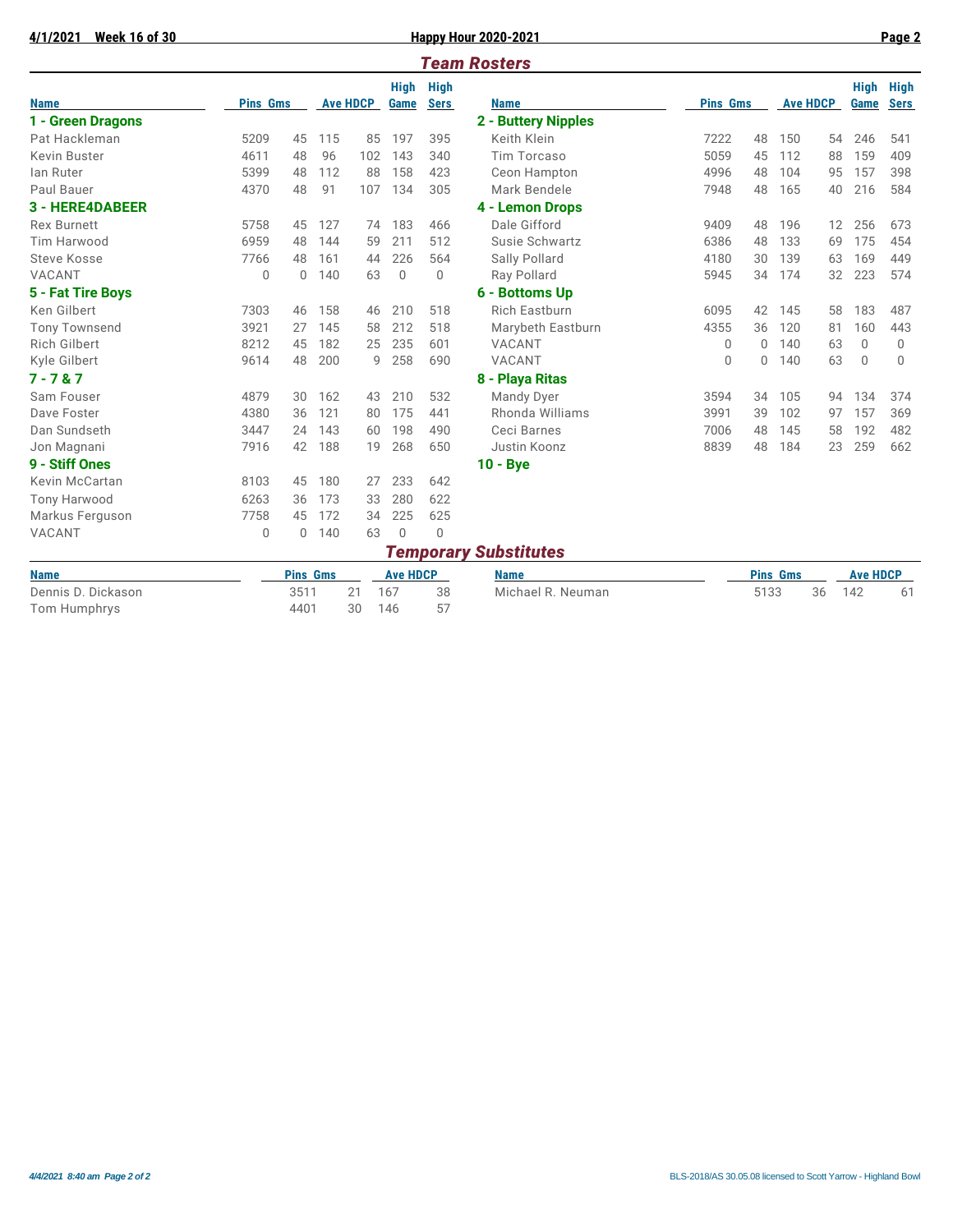## Team Rosters

| Name | Pins | Gms | Ave | HDCP | High Game | High Sers |
|---|---|---|---|---|---|---|
| **1 - Green Dragons** | | | | | | |
| Pat Hackleman | 5209 | 45 | 115 | 85 | 197 | 395 |
| Kevin Buster | 4611 | 48 | 96 | 102 | 143 | 340 |
| Ian Ruter | 5399 | 48 | 112 | 88 | 158 | 423 |
| Paul Bauer | 4370 | 48 | 91 | 107 | 134 | 305 |
| **2 - Buttery Nipples** | | | | | | |
| Keith Klein | 7222 | 48 | 150 | 54 | 246 | 541 |
| Tim Torcaso | 5059 | 45 | 112 | 88 | 159 | 409 |
| Ceon Hampton | 4996 | 48 | 104 | 95 | 157 | 398 |
| Mark Bendele | 7948 | 48 | 165 | 40 | 216 | 584 |
| **3 - HERE4DABEER** | | | | | | |
| Rex Burnett | 5758 | 45 | 127 | 74 | 183 | 466 |
| Tim Harwood | 6959 | 48 | 144 | 59 | 211 | 512 |
| Steve Kosse | 7766 | 48 | 161 | 44 | 226 | 564 |
| VACANT | 0 | 0 | 140 | 63 | 0 | 0 |
| **4 - Lemon Drops** | | | | | | |
| Dale Gifford | 9409 | 48 | 196 | 12 | 256 | 673 |
| Susie Schwartz | 6386 | 48 | 133 | 69 | 175 | 454 |
| Sally Pollard | 4180 | 30 | 139 | 63 | 169 | 449 |
| Ray Pollard | 5945 | 34 | 174 | 32 | 223 | 574 |
| **5 - Fat Tire Boys** | | | | | | |
| Ken Gilbert | 7303 | 46 | 158 | 46 | 210 | 518 |
| Tony Townsend | 3921 | 27 | 145 | 58 | 212 | 518 |
| Rich Gilbert | 8212 | 45 | 182 | 25 | 235 | 601 |
| Kyle Gilbert | 9614 | 48 | 200 | 9 | 258 | 690 |
| **6 - Bottoms Up** | | | | | | |
| Rich Eastburn | 6095 | 42 | 145 | 58 | 183 | 487 |
| Marybeth Eastburn | 4355 | 36 | 120 | 81 | 160 | 443 |
| VACANT | 0 | 0 | 140 | 63 | 0 | 0 |
| VACANT | 0 | 0 | 140 | 63 | 0 | 0 |
| **7 - 7 & 7** | | | | | | |
| Sam Fouser | 4879 | 30 | 162 | 43 | 210 | 532 |
| Dave Foster | 4380 | 36 | 121 | 80 | 175 | 441 |
| Dan Sundseth | 3447 | 24 | 143 | 60 | 198 | 490 |
| Jon Magnani | 7916 | 42 | 188 | 19 | 268 | 650 |
| **8 - Playa Ritas** | | | | | | |
| Mandy Dyer | 3594 | 34 | 105 | 94 | 134 | 374 |
| Rhonda Williams | 3991 | 39 | 102 | 97 | 157 | 369 |
| Ceci Barnes | 7006 | 48 | 145 | 58 | 192 | 482 |
| Justin Koonz | 8839 | 48 | 184 | 23 | 259 | 662 |
| **9 - Stiff Ones** | | | | | | |
| Kevin McCartan | 8103 | 45 | 180 | 27 | 233 | 642 |
| Tony Harwood | 6263 | 36 | 173 | 33 | 280 | 622 |
| Markus Ferguson | 7758 | 45 | 172 | 34 | 225 | 625 |
| VACANT | 0 | 0 | 140 | 63 | 0 | 0 |
| **10 - Bye** | | | | | | |

## Temporary Substitutes

| Name | Pins | Gms | Ave | HDCP |
|---|---|---|---|---|
| Dennis D. Dickason | 3511 | 21 | 167 | 38 |
| Tom Humphrys | 4401 | 30 | 146 | 57 |
| Michael R. Neuman | 5133 | 36 | 142 | 61 |